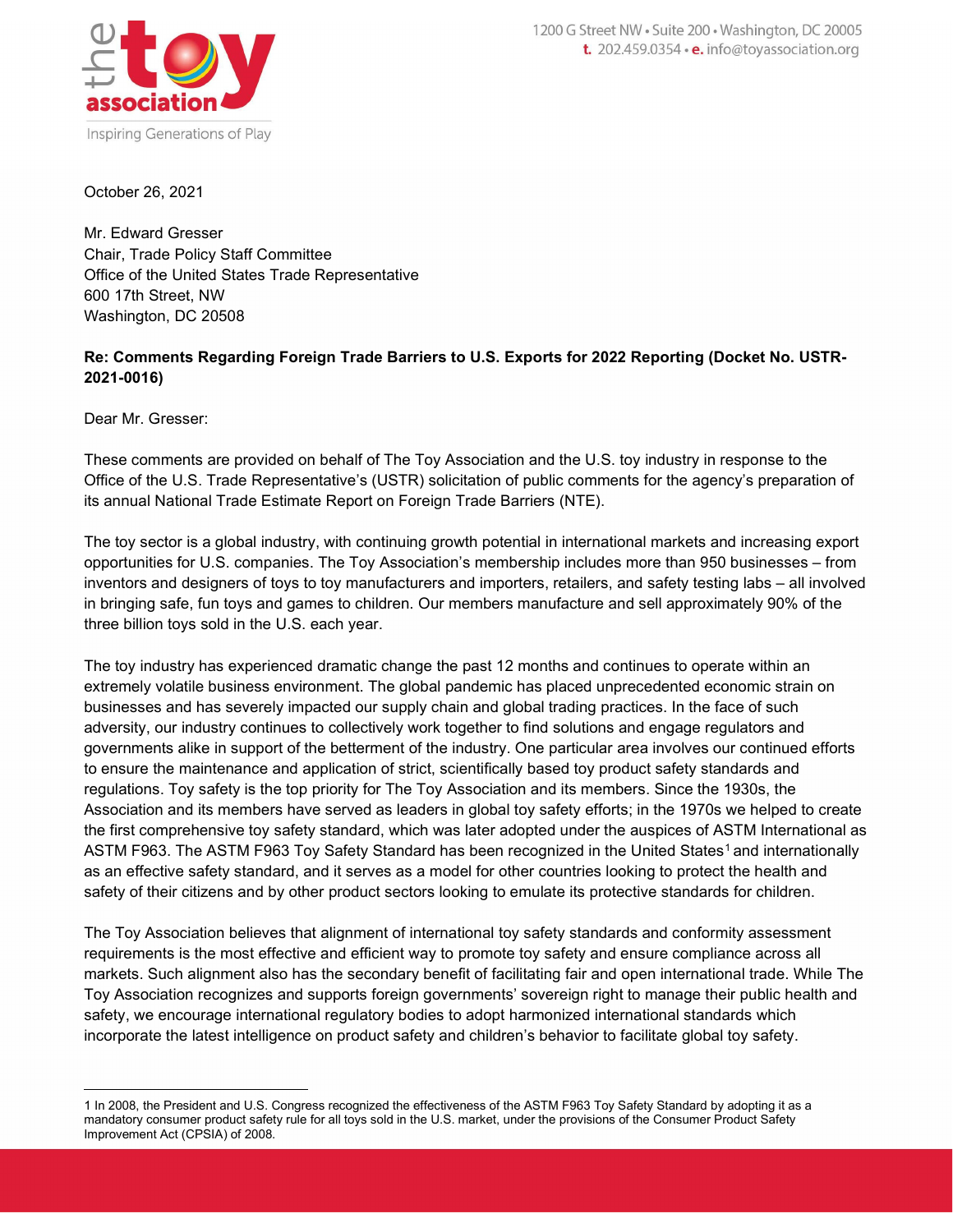the toy association

Inspiring Generations of Play

1200 G Street NW • Suite 200 • Washington, DC 20005
t. 202.459.0354 • e. info@toyassociation.org

October 26, 2021

Mr. Edward Gresser
Chair, Trade Policy Staff Committee
Office of the United States Trade Representative
600 17th Street, NW
Washington, DC 20508

**Re: Comments Regarding Foreign Trade Barriers to U.S. Exports for 2022 Reporting (Docket No. USTR-2021-0016)**

Dear Mr. Gresser:

These comments are provided on behalf of The Toy Association and the U.S. toy industry in response to the Office of the U.S. Trade Representative's (USTR) solicitation of public comments for the agency's preparation of its annual National Trade Estimate Report on Foreign Trade Barriers (NTE).

The toy sector is a global industry, with continuing growth potential in international markets and increasing export opportunities for U.S. companies. The Toy Association's membership includes more than 950 businesses – from inventors and designers of toys to toy manufacturers and importers, retailers, and safety testing labs – all involved in bringing safe, fun toys and games to children. Our members manufacture and sell approximately 90% of the three billion toys sold in the U.S. each year.

The toy industry has experienced dramatic change the past 12 months and continues to operate within an extremely volatile business environment. The global pandemic has placed unprecedented economic strain on businesses and has severely impacted our supply chain and global trading practices. In the face of such adversity, our industry continues to collectively work together to find solutions and engage regulators and governments alike in support of the betterment of the industry. One particular area involves our continued efforts to ensure the maintenance and application of strict, scientifically based toy product safety standards and regulations. Toy safety is the top priority for The Toy Association and its members. Since the 1930s, the Association and its members have served as leaders in global toy safety efforts; in the 1970s we helped to create the first comprehensive toy safety standard, which was later adopted under the auspices of ASTM International as ASTM F963. The ASTM F963 Toy Safety Standard has been recognized in the United States[1] and internationally as an effective safety standard, and it serves as a model for other countries looking to protect the health and safety of their citizens and by other product sectors looking to emulate its protective standards for children.

The Toy Association believes that alignment of international toy safety standards and conformity assessment requirements is the most effective and efficient way to promote toy safety and ensure compliance across all markets. Such alignment also has the secondary benefit of facilitating fair and open international trade. While The Toy Association recognizes and supports foreign governments' sovereign right to manage their public health and safety, we encourage international regulatory bodies to adopt harmonized international standards which incorporate the latest intelligence on product safety and children's behavior to facilitate global toy safety.

---

1 In 2008, the President and U.S. Congress recognized the effectiveness of the ASTM F963 Toy Safety Standard by adopting it as a mandatory consumer product safety rule for all toys sold in the U.S. market, under the provisions of the Consumer Product Safety Improvement Act (CPSIA) of 2008.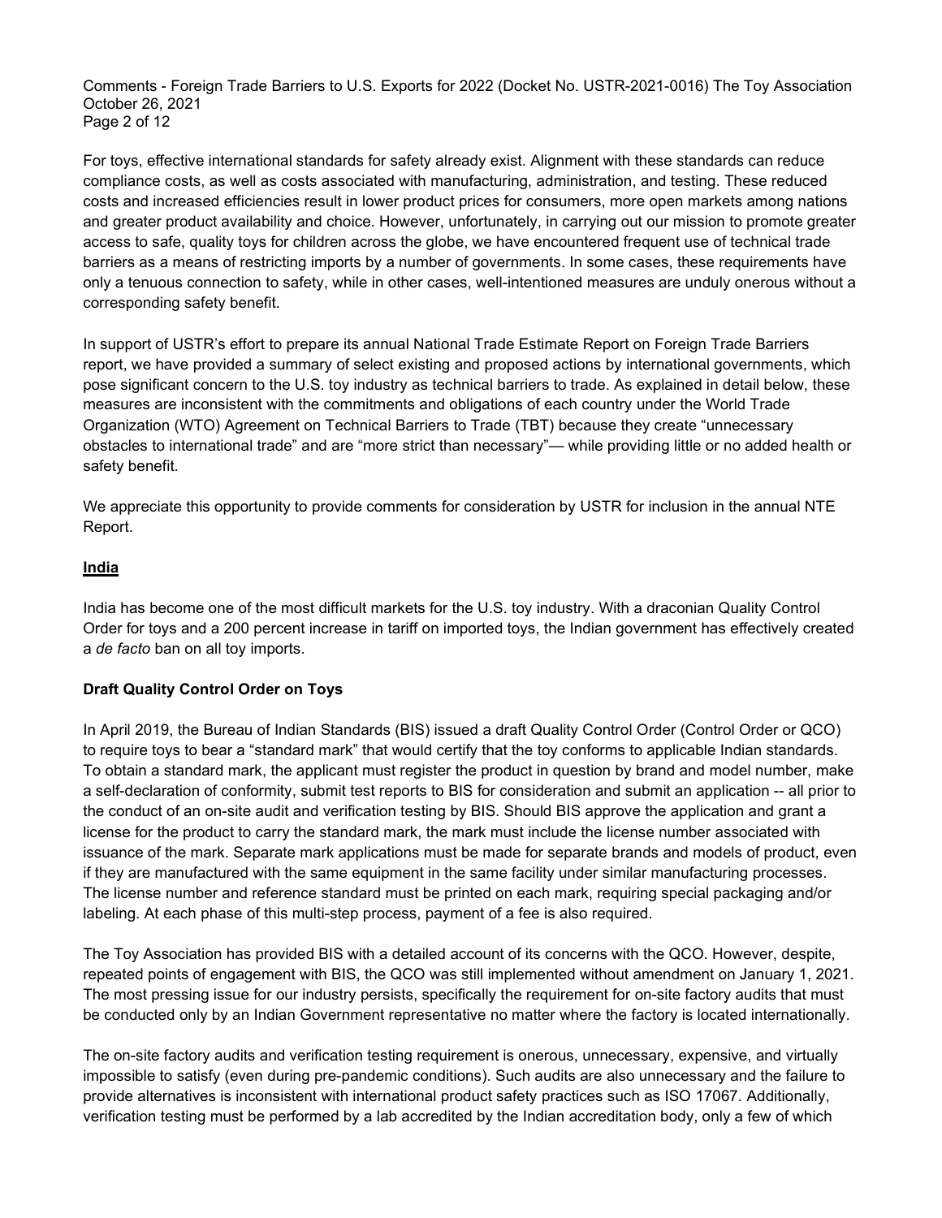For toys, effective international standards for safety already exist. Alignment with these standards can reduce compliance costs, as well as costs associated with manufacturing, administration, and testing. These reduced costs and increased efficiencies result in lower product prices for consumers, more open markets among nations and greater product availability and choice. However, unfortunately, in carrying out our mission to promote greater access to safe, quality toys for children across the globe, we have encountered frequent use of technical trade barriers as a means of restricting imports by a number of governments. In some cases, these requirements have only a tenuous connection to safety, while in other cases, well-intentioned measures are unduly onerous without a corresponding safety benefit.

In support of USTR's effort to prepare its annual National Trade Estimate Report on Foreign Trade Barriers report, we have provided a summary of select existing and proposed actions by international governments, which pose significant concern to the U.S. toy industry as technical barriers to trade. As explained in detail below, these measures are inconsistent with the commitments and obligations of each country under the World Trade Organization (WTO) Agreement on Technical Barriers to Trade (TBT) because they create "unnecessary obstacles to international trade" and are "more strict than necessary"— while providing little or no added health or safety benefit.

We appreciate this opportunity to provide comments for consideration by USTR for inclusion in the annual NTE Report.

## India

India has become one of the most difficult markets for the U.S. toy industry. With a draconian Quality Control Order for toys and a 200 percent increase in tariff on imported toys, the Indian government has effectively created a *de facto* ban on all toy imports.

### Draft Quality Control Order on Toys

In April 2019, the Bureau of Indian Standards (BIS) issued a draft Quality Control Order (Control Order or QCO) to require toys to bear a "standard mark" that would certify that the toy conforms to applicable Indian standards. To obtain a standard mark, the applicant must register the product in question by brand and model number, make a self-declaration of conformity, submit test reports to BIS for consideration and submit an application -- all prior to the conduct of an on-site audit and verification testing by BIS. Should BIS approve the application and grant a license for the product to carry the standard mark, the mark must include the license number associated with issuance of the mark. Separate mark applications must be made for separate brands and models of product, even if they are manufactured with the same equipment in the same facility under similar manufacturing processes. The license number and reference standard must be printed on each mark, requiring special packaging and/or labeling. At each phase of this multi-step process, payment of a fee is also required.

The Toy Association has provided BIS with a detailed account of its concerns with the QCO. However, despite, repeated points of engagement with BIS, the QCO was still implemented without amendment on January 1, 2021. The most pressing issue for our industry persists, specifically the requirement for on-site factory audits that must be conducted only by an Indian Government representative no matter where the factory is located internationally.

The on-site factory audits and verification testing requirement is onerous, unnecessary, expensive, and virtually impossible to satisfy (even during pre-pandemic conditions). Such audits are also unnecessary and the failure to provide alternatives is inconsistent with international product safety practices such as ISO 17067. Additionally, verification testing must be performed by a lab accredited by the Indian accreditation body, only a few of which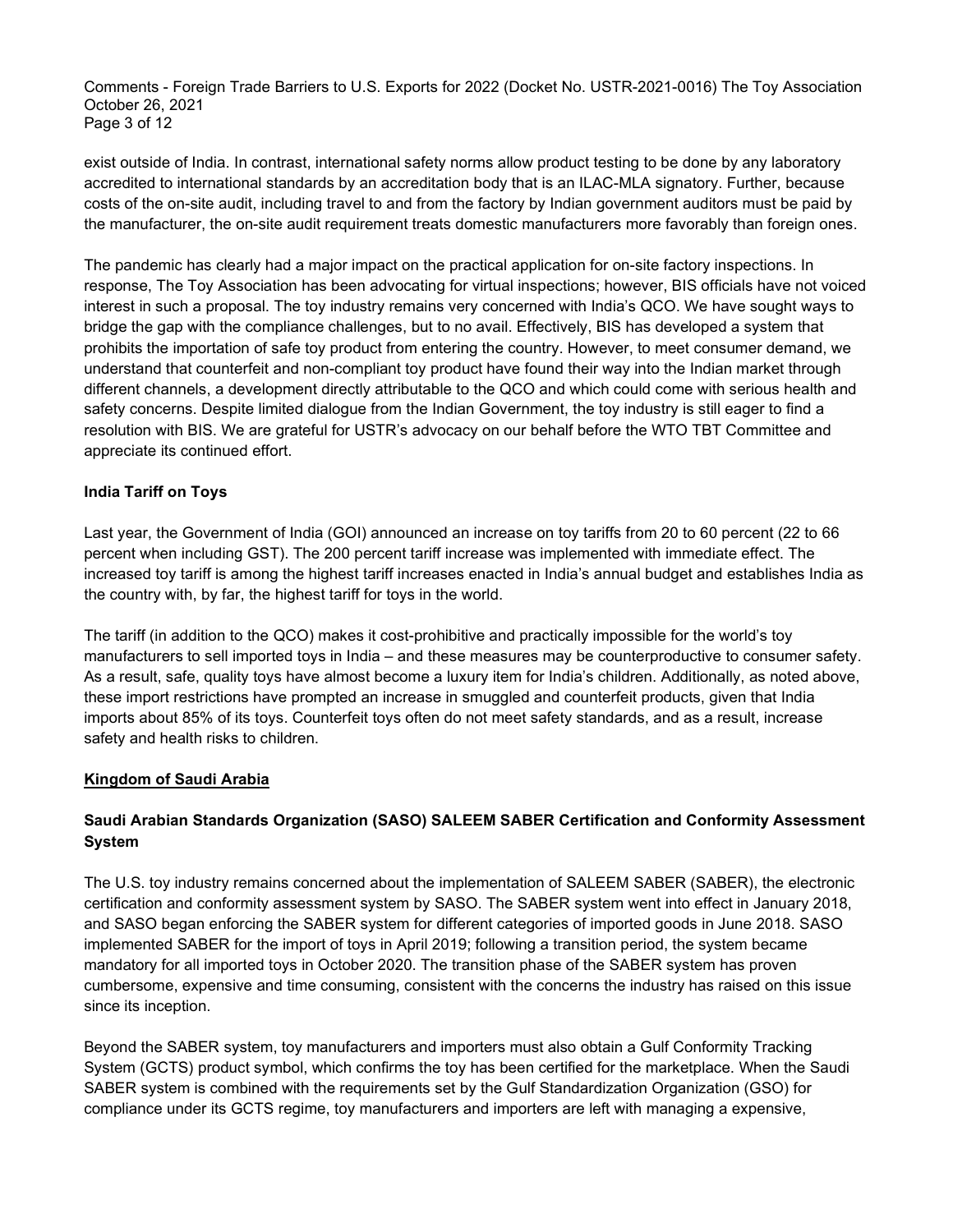exist outside of India. In contrast, international safety norms allow product testing to be done by any laboratory accredited to international standards by an accreditation body that is an ILAC-MLA signatory. Further, because costs of the on-site audit, including travel to and from the factory by Indian government auditors must be paid by the manufacturer, the on-site audit requirement treats domestic manufacturers more favorably than foreign ones.

The pandemic has clearly had a major impact on the practical application for on-site factory inspections. In response, The Toy Association has been advocating for virtual inspections; however, BIS officials have not voiced interest in such a proposal. The toy industry remains very concerned with India's QCO. We have sought ways to bridge the gap with the compliance challenges, but to no avail. Effectively, BIS has developed a system that prohibits the importation of safe toy product from entering the country. However, to meet consumer demand, we understand that counterfeit and non-compliant toy product have found their way into the Indian market through different channels, a development directly attributable to the QCO and which could come with serious health and safety concerns. Despite limited dialogue from the Indian Government, the toy industry is still eager to find a resolution with BIS. We are grateful for USTR's advocacy on our behalf before the WTO TBT Committee and appreciate its continued effort.

**India Tariff on Toys**

Last year, the Government of India (GOI) announced an increase on toy tariffs from 20 to 60 percent (22 to 66 percent when including GST). The 200 percent tariff increase was implemented with immediate effect. The increased toy tariff is among the highest tariff increases enacted in India's annual budget and establishes India as the country with, by far, the highest tariff for toys in the world.

The tariff (in addition to the QCO) makes it cost-prohibitive and practically impossible for the world's toy manufacturers to sell imported toys in India – and these measures may be counterproductive to consumer safety. As a result, safe, quality toys have almost become a luxury item for India's children. Additionally, as noted above, these import restrictions have prompted an increase in smuggled and counterfeit products, given that India imports about 85% of its toys. Counterfeit toys often do not meet safety standards, and as a result, increase safety and health risks to children.

**Kingdom of Saudi Arabia**

**Saudi Arabian Standards Organization (SASO) SALEEM SABER Certification and Conformity Assessment System**

The U.S. toy industry remains concerned about the implementation of SALEEM SABER (SABER), the electronic certification and conformity assessment system by SASO. The SABER system went into effect in January 2018, and SASO began enforcing the SABER system for different categories of imported goods in June 2018. SASO implemented SABER for the import of toys in April 2019; following a transition period, the system became mandatory for all imported toys in October 2020. The transition phase of the SABER system has proven cumbersome, expensive and time consuming, consistent with the concerns the industry has raised on this issue since its inception.

Beyond the SABER system, toy manufacturers and importers must also obtain a Gulf Conformity Tracking System (GCTS) product symbol, which confirms the toy has been certified for the marketplace. When the Saudi SABER system is combined with the requirements set by the Gulf Standardization Organization (GSO) for compliance under its GCTS regime, toy manufacturers and importers are left with managing a expensive,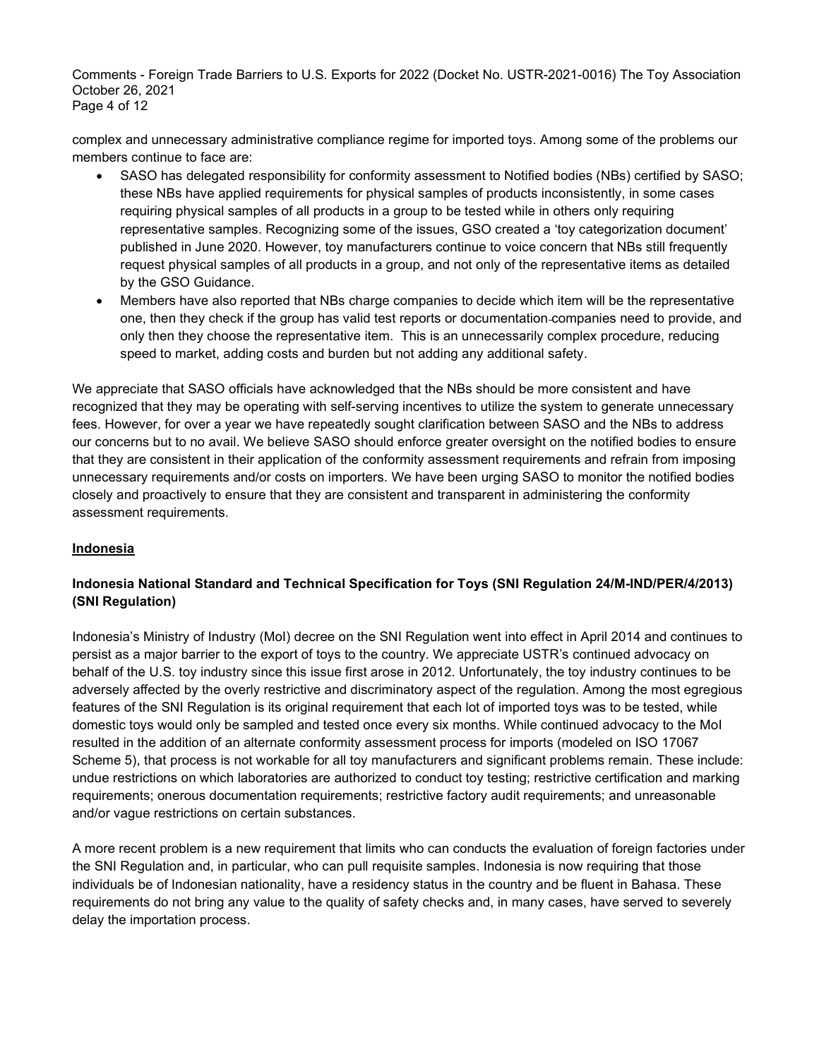complex and unnecessary administrative compliance regime for imported toys. Among some of the problems our members continue to face are:

- SASO has delegated responsibility for conformity assessment to Notified bodies (NBs) certified by SASO; these NBs have applied requirements for physical samples of products inconsistently, in some cases requiring physical samples of all products in a group to be tested while in others only requiring representative samples. Recognizing some of the issues, GSO created a 'toy categorization document' published in June 2020. However, toy manufacturers continue to voice concern that NBs still frequently request physical samples of all products in a group, and not only of the representative items as detailed by the GSO Guidance.
- Members have also reported that NBs charge companies to decide which item will be the representative one, then they check if the group has valid test reports or documentation companies need to provide, and only then they choose the representative item. This is an unnecessarily complex procedure, reducing speed to market, adding costs and burden but not adding any additional safety.

We appreciate that SASO officials have acknowledged that the NBs should be more consistent and have recognized that they may be operating with self-serving incentives to utilize the system to generate unnecessary fees. However, for over a year we have repeatedly sought clarification between SASO and the NBs to address our concerns but to no avail. We believe SASO should enforce greater oversight on the notified bodies to ensure that they are consistent in their application of the conformity assessment requirements and refrain from imposing unnecessary requirements and/or costs on importers. We have been urging SASO to monitor the notified bodies closely and proactively to ensure that they are consistent and transparent in administering the conformity assessment requirements.

## Indonesia

### Indonesia National Standard and Technical Specification for Toys (SNI Regulation 24/M-IND/PER/4/2013) (SNI Regulation)

Indonesia's Ministry of Industry (MoI) decree on the SNI Regulation went into effect in April 2014 and continues to persist as a major barrier to the export of toys to the country. We appreciate USTR's continued advocacy on behalf of the U.S. toy industry since this issue first arose in 2012. Unfortunately, the toy industry continues to be adversely affected by the overly restrictive and discriminatory aspect of the regulation. Among the most egregious features of the SNI Regulation is its original requirement that each lot of imported toys was to be tested, while domestic toys would only be sampled and tested once every six months. While continued advocacy to the MoI resulted in the addition of an alternate conformity assessment process for imports (modeled on ISO 17067 Scheme 5), that process is not workable for all toy manufacturers and significant problems remain. These include: undue restrictions on which laboratories are authorized to conduct toy testing; restrictive certification and marking requirements; onerous documentation requirements; restrictive factory audit requirements; and unreasonable and/or vague restrictions on certain substances.

A more recent problem is a new requirement that limits who can conducts the evaluation of foreign factories under the SNI Regulation and, in particular, who can pull requisite samples. Indonesia is now requiring that those individuals be of Indonesian nationality, have a residency status in the country and be fluent in Bahasa. These requirements do not bring any value to the quality of safety checks and, in many cases, have served to severely delay the importation process.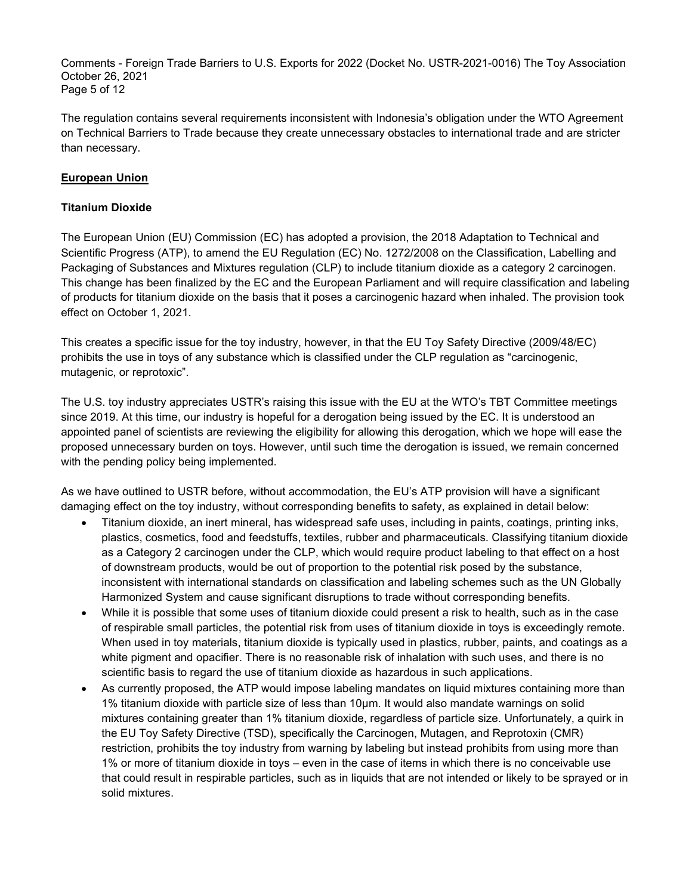The regulation contains several requirements inconsistent with Indonesia's obligation under the WTO Agreement on Technical Barriers to Trade because they create unnecessary obstacles to international trade and are stricter than necessary.

## European Union

### Titanium Dioxide

The European Union (EU) Commission (EC) has adopted a provision, the 2018 Adaptation to Technical and Scientific Progress (ATP), to amend the EU Regulation (EC) No. 1272/2008 on the Classification, Labelling and Packaging of Substances and Mixtures regulation (CLP) to include titanium dioxide as a category 2 carcinogen. This change has been finalized by the EC and the European Parliament and will require classification and labeling of products for titanium dioxide on the basis that it poses a carcinogenic hazard when inhaled. The provision took effect on October 1, 2021.

This creates a specific issue for the toy industry, however, in that the EU Toy Safety Directive (2009/48/EC) prohibits the use in toys of any substance which is classified under the CLP regulation as "carcinogenic, mutagenic, or reprotoxic".

The U.S. toy industry appreciates USTR's raising this issue with the EU at the WTO's TBT Committee meetings since 2019. At this time, our industry is hopeful for a derogation being issued by the EC. It is understood an appointed panel of scientists are reviewing the eligibility for allowing this derogation, which we hope will ease the proposed unnecessary burden on toys. However, until such time the derogation is issued, we remain concerned with the pending policy being implemented.

As we have outlined to USTR before, without accommodation, the EU's ATP provision will have a significant damaging effect on the toy industry, without corresponding benefits to safety, as explained in detail below:

- Titanium dioxide, an inert mineral, has widespread safe uses, including in paints, coatings, printing inks, plastics, cosmetics, food and feedstuffs, textiles, rubber and pharmaceuticals. Classifying titanium dioxide as a Category 2 carcinogen under the CLP, which would require product labeling to that effect on a host of downstream products, would be out of proportion to the potential risk posed by the substance, inconsistent with international standards on classification and labeling schemes such as the UN Globally Harmonized System and cause significant disruptions to trade without corresponding benefits.
- While it is possible that some uses of titanium dioxide could present a risk to health, such as in the case of respirable small particles, the potential risk from uses of titanium dioxide in toys is exceedingly remote. When used in toy materials, titanium dioxide is typically used in plastics, rubber, paints, and coatings as a white pigment and opacifier. There is no reasonable risk of inhalation with such uses, and there is no scientific basis to regard the use of titanium dioxide as hazardous in such applications.
- As currently proposed, the ATP would impose labeling mandates on liquid mixtures containing more than 1% titanium dioxide with particle size of less than 10μm. It would also mandate warnings on solid mixtures containing greater than 1% titanium dioxide, regardless of particle size. Unfortunately, a quirk in the EU Toy Safety Directive (TSD), specifically the Carcinogen, Mutagen, and Reprotoxin (CMR) restriction, prohibits the toy industry from warning by labeling but instead prohibits from using more than 1% or more of titanium dioxide in toys – even in the case of items in which there is no conceivable use that could result in respirable particles, such as in liquids that are not intended or likely to be sprayed or in solid mixtures.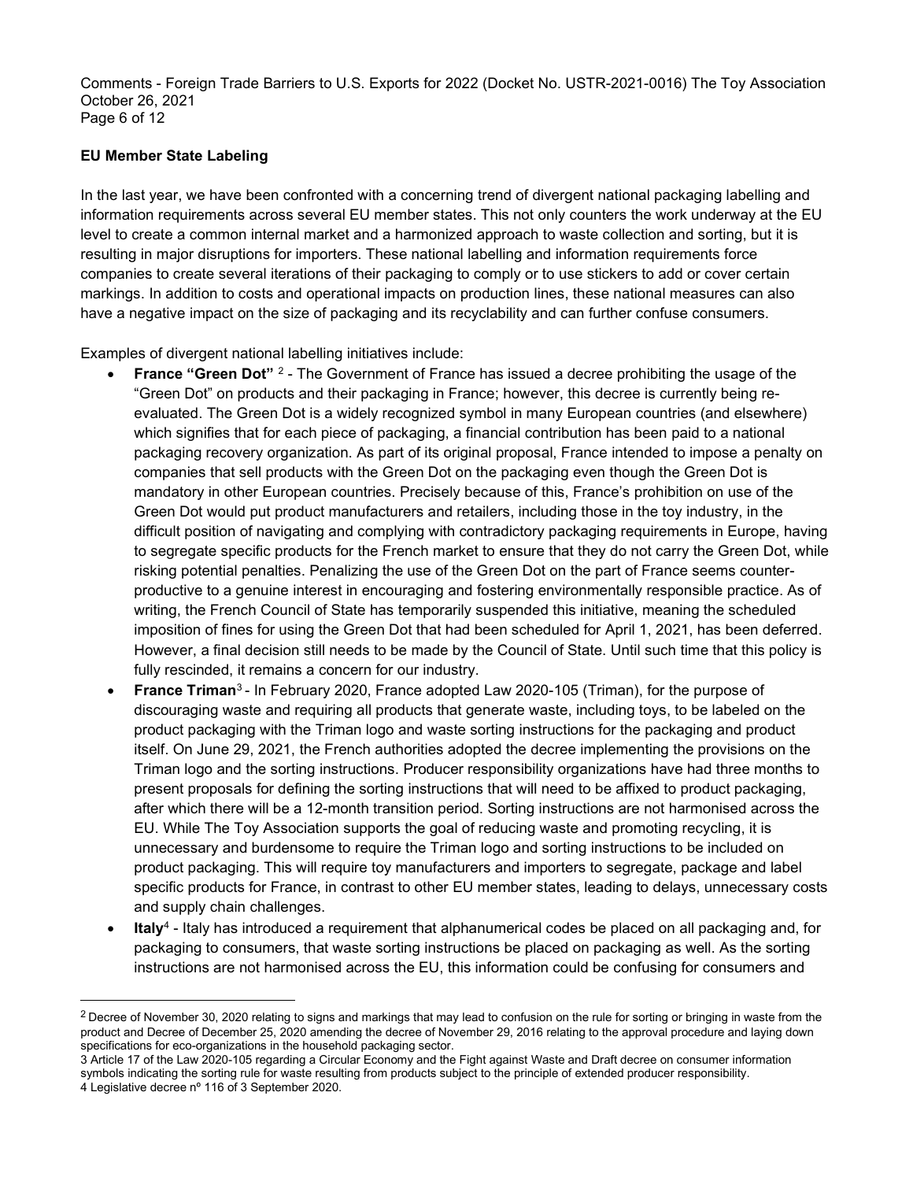**EU Member State Labeling**

In the last year, we have been confronted with a concerning trend of divergent national packaging labelling and information requirements across several EU member states. This not only counters the work underway at the EU level to create a common internal market and a harmonized approach to waste collection and sorting, but it is resulting in major disruptions for importers. These national labelling and information requirements force companies to create several iterations of their packaging to comply or to use stickers to add or cover certain markings. In addition to costs and operational impacts on production lines, these national measures can also have a negative impact on the size of packaging and its recyclability and can further confuse consumers.

Examples of divergent national labelling initiatives include:

- **France "Green Dot"** [2] - The Government of France has issued a decree prohibiting the usage of the "Green Dot" on products and their packaging in France; however, this decree is currently being re-evaluated. The Green Dot is a widely recognized symbol in many European countries (and elsewhere) which signifies that for each piece of packaging, a financial contribution has been paid to a national packaging recovery organization. As part of its original proposal, France intended to impose a penalty on companies that sell products with the Green Dot on the packaging even though the Green Dot is mandatory in other European countries. Precisely because of this, France's prohibition on use of the Green Dot would put product manufacturers and retailers, including those in the toy industry, in the difficult position of navigating and complying with contradictory packaging requirements in Europe, having to segregate specific products for the French market to ensure that they do not carry the Green Dot, while risking potential penalties. Penalizing the use of the Green Dot on the part of France seems counter-productive to a genuine interest in encouraging and fostering environmentally responsible practice. As of writing, the French Council of State has temporarily suspended this initiative, meaning the scheduled imposition of fines for using the Green Dot that had been scheduled for April 1, 2021, has been deferred. However, a final decision still needs to be made by the Council of State. Until such time that this policy is fully rescinded, it remains a concern for our industry.
- **France Triman**[3] - In February 2020, France adopted Law 2020-105 (Triman), for the purpose of discouraging waste and requiring all products that generate waste, including toys, to be labeled on the product packaging with the Triman logo and waste sorting instructions for the packaging and product itself. On June 29, 2021, the French authorities adopted the decree implementing the provisions on the Triman logo and the sorting instructions. Producer responsibility organizations have had three months to present proposals for defining the sorting instructions that will need to be affixed to product packaging, after which there will be a 12-month transition period. Sorting instructions are not harmonised across the EU. While The Toy Association supports the goal of reducing waste and promoting recycling, it is unnecessary and burdensome to require the Triman logo and sorting instructions to be included on product packaging. This will require toy manufacturers and importers to segregate, package and label specific products for France, in contrast to other EU member states, leading to delays, unnecessary costs and supply chain challenges.
- **Italy**[4] - Italy has introduced a requirement that alphanumerical codes be placed on all packaging and, for packaging to consumers, that waste sorting instructions be placed on packaging as well. As the sorting instructions are not harmonised across the EU, this information could be confusing for consumers and

---

[2] Decree of November 30, 2020 relating to signs and markings that may lead to confusion on the rule for sorting or bringing in waste from the product and Decree of December 25, 2020 amending the decree of November 29, 2016 relating to the approval procedure and laying down specifications for eco-organizations in the household packaging sector.

3 Article 17 of the Law 2020-105 regarding a Circular Economy and the Fight against Waste and Draft decree on consumer information symbols indicating the sorting rule for waste resulting from products subject to the principle of extended producer responsibility.

4 Legislative decree nº 116 of 3 September 2020.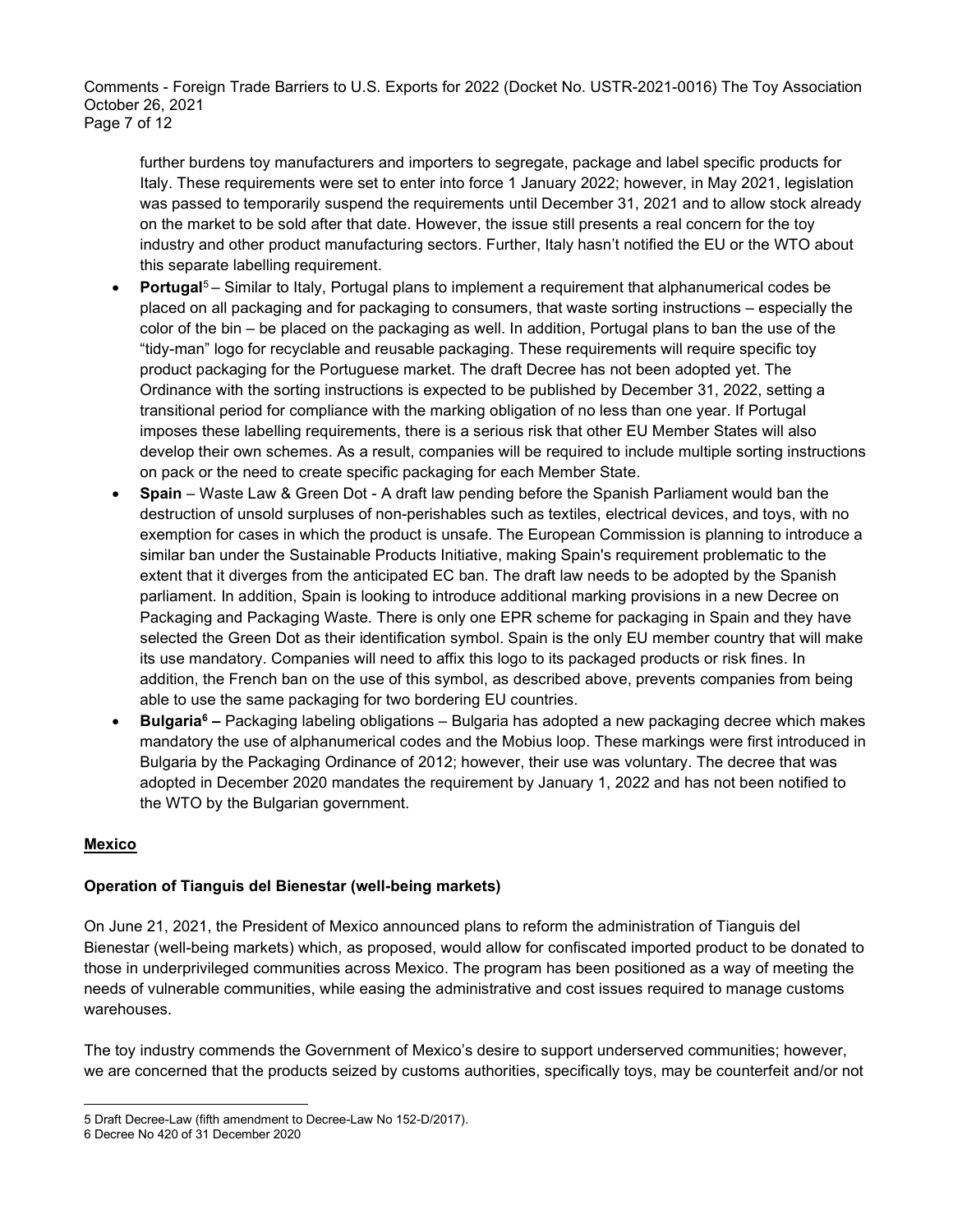further burdens toy manufacturers and importers to segregate, package and label specific products for Italy. These requirements were set to enter into force 1 January 2022; however, in May 2021, legislation was passed to temporarily suspend the requirements until December 31, 2021 and to allow stock already on the market to be sold after that date. However, the issue still presents a real concern for the toy industry and other product manufacturing sectors. Further, Italy hasn't notified the EU or the WTO about this separate labelling requirement.

- **Portugal**[5] – Similar to Italy, Portugal plans to implement a requirement that alphanumerical codes be placed on all packaging and for packaging to consumers, that waste sorting instructions – especially the color of the bin – be placed on the packaging as well. In addition, Portugal plans to ban the use of the "tidy-man" logo for recyclable and reusable packaging. These requirements will require specific toy product packaging for the Portuguese market. The draft Decree has not been adopted yet. The Ordinance with the sorting instructions is expected to be published by December 31, 2022, setting a transitional period for compliance with the marking obligation of no less than one year. If Portugal imposes these labelling requirements, there is a serious risk that other EU Member States will also develop their own schemes. As a result, companies will be required to include multiple sorting instructions on pack or the need to create specific packaging for each Member State.
- **Spain** – Waste Law & Green Dot - A draft law pending before the Spanish Parliament would ban the destruction of unsold surpluses of non-perishables such as textiles, electrical devices, and toys, with no exemption for cases in which the product is unsafe. The European Commission is planning to introduce a similar ban under the Sustainable Products Initiative, making Spain's requirement problematic to the extent that it diverges from the anticipated EC ban. The draft law needs to be adopted by the Spanish parliament. In addition, Spain is looking to introduce additional marking provisions in a new Decree on Packaging and Packaging Waste. There is only one EPR scheme for packaging in Spain and they have selected the Green Dot as their identification symbol. Spain is the only EU member country that will make its use mandatory. Companies will need to affix this logo to its packaged products or risk fines. In addition, the French ban on the use of this symbol, as described above, prevents companies from being able to use the same packaging for two bordering EU countries.
- **Bulgaria**[6] **–** Packaging labeling obligations – Bulgaria has adopted a new packaging decree which makes mandatory the use of alphanumerical codes and the Mobius loop. These markings were first introduced in Bulgaria by the Packaging Ordinance of 2012; however, their use was voluntary. The decree that was adopted in December 2020 mandates the requirement by January 1, 2022 and has not been notified to the WTO by the Bulgarian government.

## Mexico

### Operation of Tianguis del Bienestar (well-being markets)

On June 21, 2021, the President of Mexico announced plans to reform the administration of Tianguis del Bienestar (well-being markets) which, as proposed, would allow for confiscated imported product to be donated to those in underprivileged communities across Mexico. The program has been positioned as a way of meeting the needs of vulnerable communities, while easing the administrative and cost issues required to manage customs warehouses.

The toy industry commends the Government of Mexico's desire to support underserved communities; however, we are concerned that the products seized by customs authorities, specifically toys, may be counterfeit and/or not

---

5 Draft Decree-Law (fifth amendment to Decree-Law No 152-D/2017).

6 Decree No 420 of 31 December 2020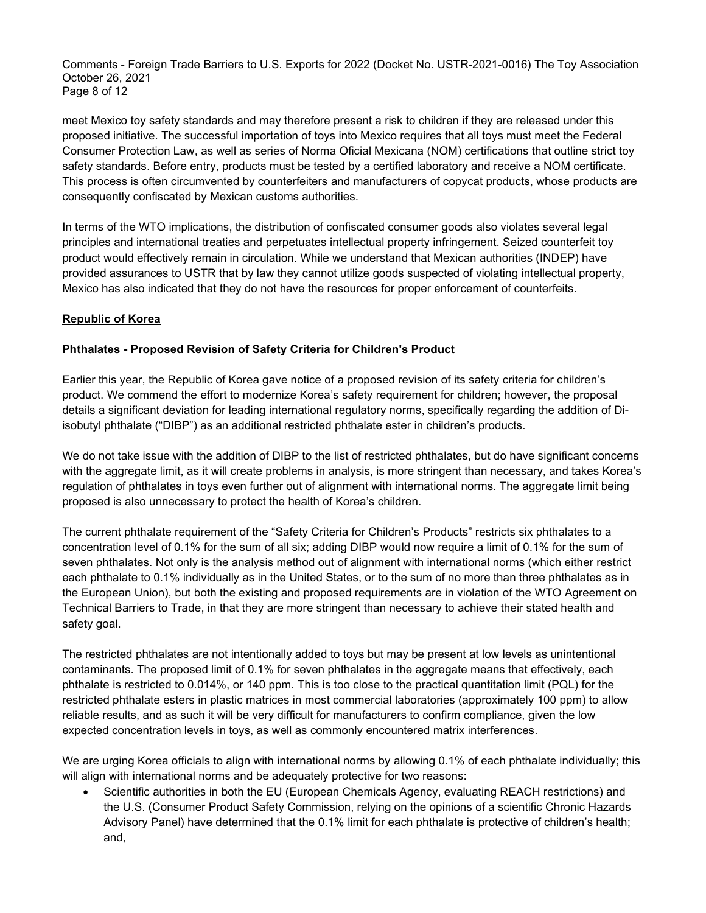meet Mexico toy safety standards and may therefore present a risk to children if they are released under this proposed initiative. The successful importation of toys into Mexico requires that all toys must meet the Federal Consumer Protection Law, as well as series of Norma Oficial Mexicana (NOM) certifications that outline strict toy safety standards. Before entry, products must be tested by a certified laboratory and receive a NOM certificate. This process is often circumvented by counterfeiters and manufacturers of copycat products, whose products are consequently confiscated by Mexican customs authorities.

In terms of the WTO implications, the distribution of confiscated consumer goods also violates several legal principles and international treaties and perpetuates intellectual property infringement. Seized counterfeit toy product would effectively remain in circulation. While we understand that Mexican authorities (INDEP) have provided assurances to USTR that by law they cannot utilize goods suspected of violating intellectual property, Mexico has also indicated that they do not have the resources for proper enforcement of counterfeits.

## Republic of Korea

### Phthalates - Proposed Revision of Safety Criteria for Children's Product

Earlier this year, the Republic of Korea gave notice of a proposed revision of its safety criteria for children's product. We commend the effort to modernize Korea's safety requirement for children; however, the proposal details a significant deviation for leading international regulatory norms, specifically regarding the addition of Di-isobutyl phthalate ("DIBP") as an additional restricted phthalate ester in children's products.

We do not take issue with the addition of DIBP to the list of restricted phthalates, but do have significant concerns with the aggregate limit, as it will create problems in analysis, is more stringent than necessary, and takes Korea's regulation of phthalates in toys even further out of alignment with international norms. The aggregate limit being proposed is also unnecessary to protect the health of Korea's children.

The current phthalate requirement of the "Safety Criteria for Children's Products" restricts six phthalates to a concentration level of 0.1% for the sum of all six; adding DIBP would now require a limit of 0.1% for the sum of seven phthalates. Not only is the analysis method out of alignment with international norms (which either restrict each phthalate to 0.1% individually as in the United States, or to the sum of no more than three phthalates as in the European Union), but both the existing and proposed requirements are in violation of the WTO Agreement on Technical Barriers to Trade, in that they are more stringent than necessary to achieve their stated health and safety goal.

The restricted phthalates are not intentionally added to toys but may be present at low levels as unintentional contaminants. The proposed limit of 0.1% for seven phthalates in the aggregate means that effectively, each phthalate is restricted to 0.014%, or 140 ppm. This is too close to the practical quantitation limit (PQL) for the restricted phthalate esters in plastic matrices in most commercial laboratories (approximately 100 ppm) to allow reliable results, and as such it will be very difficult for manufacturers to confirm compliance, given the low expected concentration levels in toys, as well as commonly encountered matrix interferences.

We are urging Korea officials to align with international norms by allowing 0.1% of each phthalate individually; this will align with international norms and be adequately protective for two reasons:

- Scientific authorities in both the EU (European Chemicals Agency, evaluating REACH restrictions) and the U.S. (Consumer Product Safety Commission, relying on the opinions of a scientific Chronic Hazards Advisory Panel) have determined that the 0.1% limit for each phthalate is protective of children's health; and,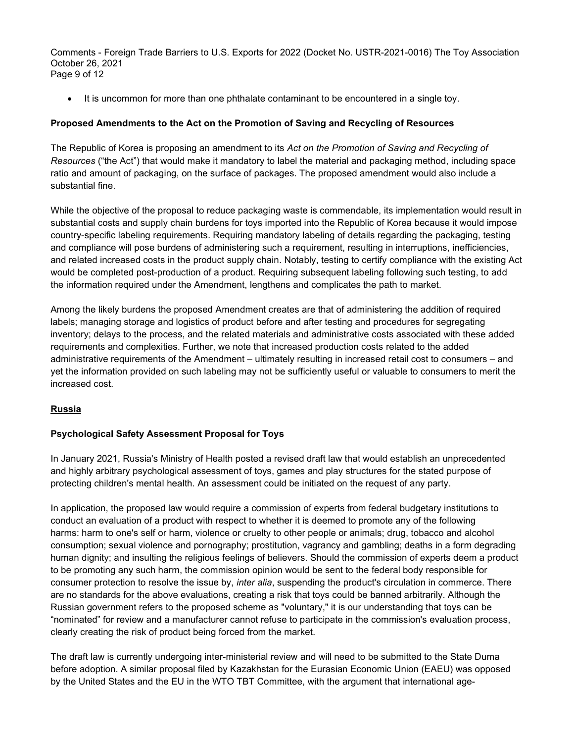- It is uncommon for more than one phthalate contaminant to be encountered in a single toy.

**Proposed Amendments to the Act on the Promotion of Saving and Recycling of Resources**

The Republic of Korea is proposing an amendment to its *Act on the Promotion of Saving and Recycling of Resources* ("the Act") that would make it mandatory to label the material and packaging method, including space ratio and amount of packaging, on the surface of packages. The proposed amendment would also include a substantial fine.

While the objective of the proposal to reduce packaging waste is commendable, its implementation would result in substantial costs and supply chain burdens for toys imported into the Republic of Korea because it would impose country-specific labeling requirements. Requiring mandatory labeling of details regarding the packaging, testing and compliance will pose burdens of administering such a requirement, resulting in interruptions, inefficiencies, and related increased costs in the product supply chain. Notably, testing to certify compliance with the existing Act would be completed post-production of a product. Requiring subsequent labeling following such testing, to add the information required under the Amendment, lengthens and complicates the path to market.

Among the likely burdens the proposed Amendment creates are that of administering the addition of required labels; managing storage and logistics of product before and after testing and procedures for segregating inventory; delays to the process, and the related materials and administrative costs associated with these added requirements and complexities. Further, we note that increased production costs related to the added administrative requirements of the Amendment – ultimately resulting in increased retail cost to consumers – and yet the information provided on such labeling may not be sufficiently useful or valuable to consumers to merit the increased cost.

## Russia

**Psychological Safety Assessment Proposal for Toys**

In January 2021, Russia's Ministry of Health posted a revised draft law that would establish an unprecedented and highly arbitrary psychological assessment of toys, games and play structures for the stated purpose of protecting children's mental health. An assessment could be initiated on the request of any party.

In application, the proposed law would require a commission of experts from federal budgetary institutions to conduct an evaluation of a product with respect to whether it is deemed to promote any of the following harms: harm to one's self or harm, violence or cruelty to other people or animals; drug, tobacco and alcohol consumption; sexual violence and pornography; prostitution, vagrancy and gambling; deaths in a form degrading human dignity; and insulting the religious feelings of believers. Should the commission of experts deem a product to be promoting any such harm, the commission opinion would be sent to the federal body responsible for consumer protection to resolve the issue by, *inter alia*, suspending the product's circulation in commerce. There are no standards for the above evaluations, creating a risk that toys could be banned arbitrarily. Although the Russian government refers to the proposed scheme as "voluntary," it is our understanding that toys can be "nominated" for review and a manufacturer cannot refuse to participate in the commission's evaluation process, clearly creating the risk of product being forced from the market.

The draft law is currently undergoing inter-ministerial review and will need to be submitted to the State Duma before adoption. A similar proposal filed by Kazakhstan for the Eurasian Economic Union (EAEU) was opposed by the United States and the EU in the WTO TBT Committee, with the argument that international age-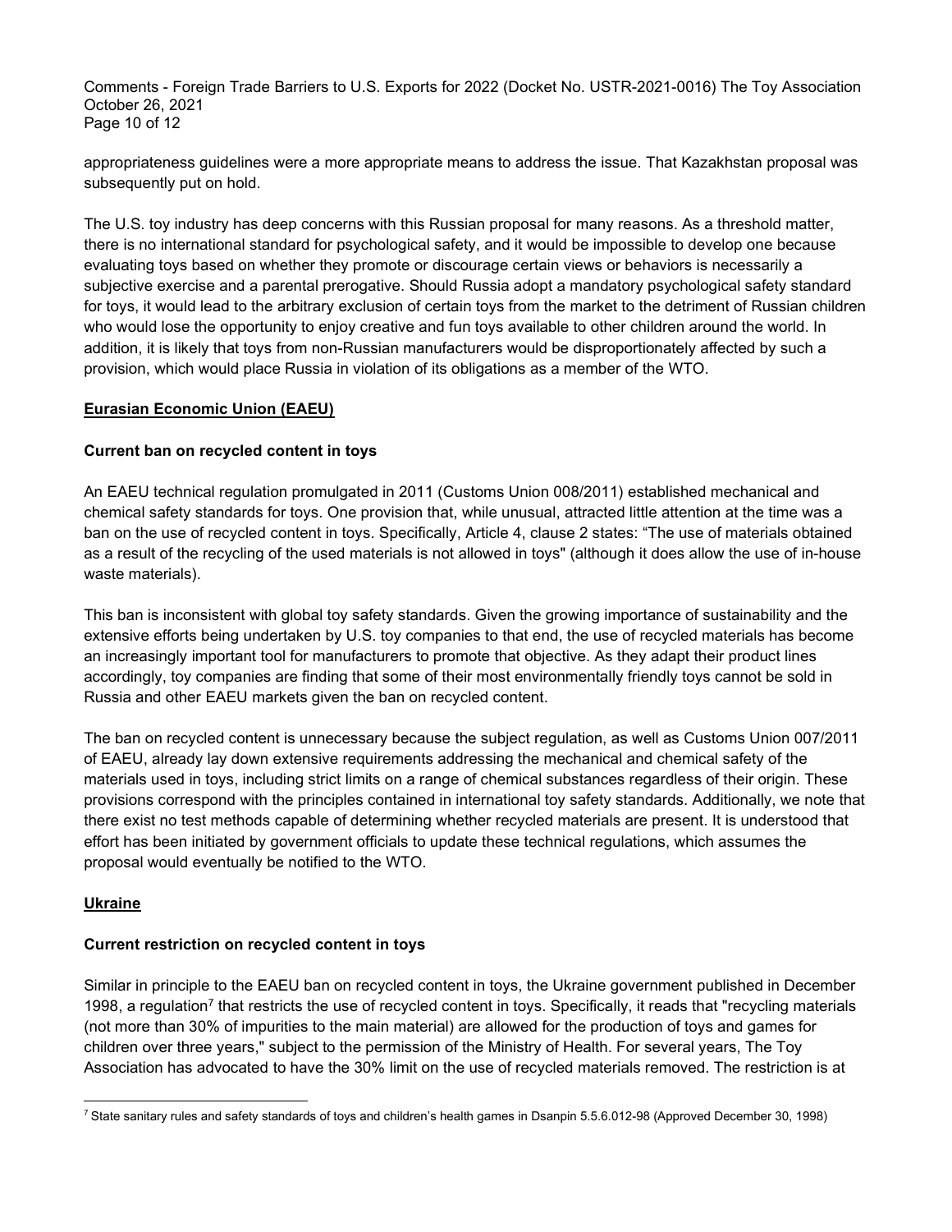appropriateness guidelines were a more appropriate means to address the issue. That Kazakhstan proposal was subsequently put on hold.

The U.S. toy industry has deep concerns with this Russian proposal for many reasons. As a threshold matter, there is no international standard for psychological safety, and it would be impossible to develop one because evaluating toys based on whether they promote or discourage certain views or behaviors is necessarily a subjective exercise and a parental prerogative. Should Russia adopt a mandatory psychological safety standard for toys, it would lead to the arbitrary exclusion of certain toys from the market to the detriment of Russian children who would lose the opportunity to enjoy creative and fun toys available to other children around the world. In addition, it is likely that toys from non-Russian manufacturers would be disproportionately affected by such a provision, which would place Russia in violation of its obligations as a member of the WTO.

## Eurasian Economic Union (EAEU)

### Current ban on recycled content in toys

An EAEU technical regulation promulgated in 2011 (Customs Union 008/2011) established mechanical and chemical safety standards for toys. One provision that, while unusual, attracted little attention at the time was a ban on the use of recycled content in toys. Specifically, Article 4, clause 2 states: "The use of materials obtained as a result of the recycling of the used materials is not allowed in toys" (although it does allow the use of in-house waste materials).

This ban is inconsistent with global toy safety standards. Given the growing importance of sustainability and the extensive efforts being undertaken by U.S. toy companies to that end, the use of recycled materials has become an increasingly important tool for manufacturers to promote that objective. As they adapt their product lines accordingly, toy companies are finding that some of their most environmentally friendly toys cannot be sold in Russia and other EAEU markets given the ban on recycled content.

The ban on recycled content is unnecessary because the subject regulation, as well as Customs Union 007/2011 of EAEU, already lay down extensive requirements addressing the mechanical and chemical safety of the materials used in toys, including strict limits on a range of chemical substances regardless of their origin. These provisions correspond with the principles contained in international toy safety standards. Additionally, we note that there exist no test methods capable of determining whether recycled materials are present. It is understood that effort has been initiated by government officials to update these technical regulations, which assumes the proposal would eventually be notified to the WTO.

## Ukraine

### Current restriction on recycled content in toys

Similar in principle to the EAEU ban on recycled content in toys, the Ukraine government published in December 1998, a regulation[7] that restricts the use of recycled content in toys. Specifically, it reads that "recycling materials (not more than 30% of impurities to the main material) are allowed for the production of toys and games for children over three years," subject to the permission of the Ministry of Health. For several years, The Toy Association has advocated to have the 30% limit on the use of recycled materials removed. The restriction is at

[7] State sanitary rules and safety standards of toys and children's health games in Dsanpin 5.5.6.012-98 (Approved December 30, 1998)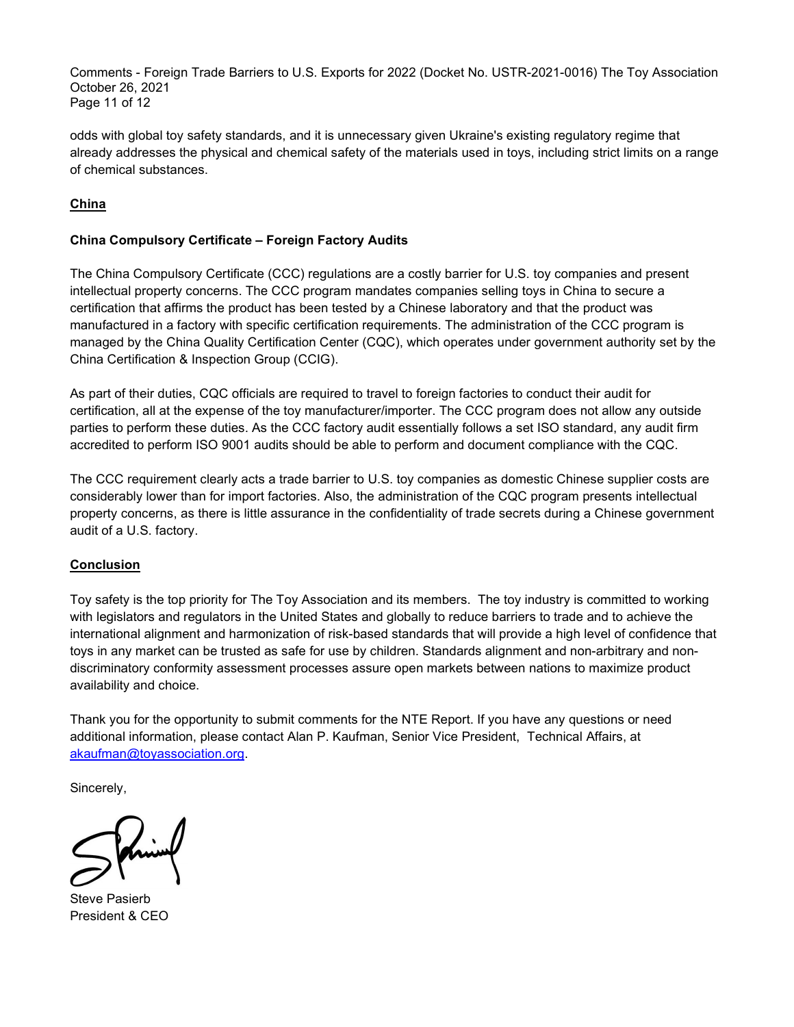odds with global toy safety standards, and it is unnecessary given Ukraine's existing regulatory regime that already addresses the physical and chemical safety of the materials used in toys, including strict limits on a range of chemical substances.

## China

### China Compulsory Certificate – Foreign Factory Audits

The China Compulsory Certificate (CCC) regulations are a costly barrier for U.S. toy companies and present intellectual property concerns. The CCC program mandates companies selling toys in China to secure a certification that affirms the product has been tested by a Chinese laboratory and that the product was manufactured in a factory with specific certification requirements. The administration of the CCC program is managed by the China Quality Certification Center (CQC), which operates under government authority set by the China Certification & Inspection Group (CCIG).

As part of their duties, CQC officials are required to travel to foreign factories to conduct their audit for certification, all at the expense of the toy manufacturer/importer. The CCC program does not allow any outside parties to perform these duties. As the CCC factory audit essentially follows a set ISO standard, any audit firm accredited to perform ISO 9001 audits should be able to perform and document compliance with the CQC.

The CCC requirement clearly acts a trade barrier to U.S. toy companies as domestic Chinese supplier costs are considerably lower than for import factories. Also, the administration of the CQC program presents intellectual property concerns, as there is little assurance in the confidentiality of trade secrets during a Chinese government audit of a U.S. factory.

## Conclusion

Toy safety is the top priority for The Toy Association and its members. The toy industry is committed to working with legislators and regulators in the United States and globally to reduce barriers to trade and to achieve the international alignment and harmonization of risk-based standards that will provide a high level of confidence that toys in any market can be trusted as safe for use by children. Standards alignment and non-arbitrary and non-discriminatory conformity assessment processes assure open markets between nations to maximize product availability and choice.

Thank you for the opportunity to submit comments for the NTE Report. If you have any questions or need additional information, please contact Alan P. Kaufman, Senior Vice President, Technical Affairs, at akaufman@toyassociation.org.

Sincerely,

Steve Pasierb
President & CEO